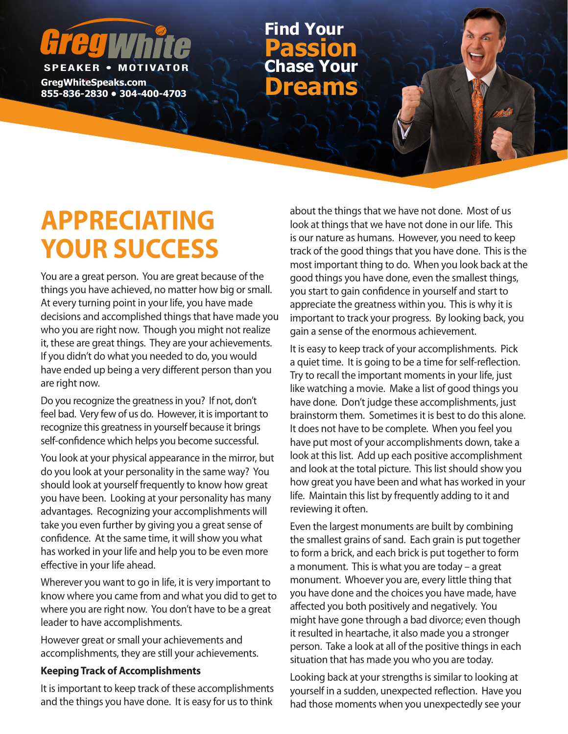Greg White

SPEAKER • MOTIVATOR

GregWhiteSpeaks.com
855-836-2830 • 304-400-4703

Find Your **Passion** Chase Your **Dreams**

# APPRECIATING YOUR SUCCESS

You are a great person. You are great because of the things you have achieved, no matter how big or small. At every turning point in your life, you have made decisions and accomplished things that have made you who you are right now. Though you might not realize it, these are great things. They are your achievements. If you didn't do what you needed to do, you would have ended up being a very different person than you are right now.

Do you recognize the greatness in you? If not, don't feel bad. Very few of us do. However, it is important to recognize this greatness in yourself because it brings self-confidence which helps you become successful.

You look at your physical appearance in the mirror, but do you look at your personality in the same way? You should look at yourself frequently to know how great you have been. Looking at your personality has many advantages. Recognizing your accomplishments will take you even further by giving you a great sense of confidence. At the same time, it will show you what has worked in your life and help you to be even more effective in your life ahead.

Wherever you want to go in life, it is very important to know where you came from and what you did to get to where you are right now. You don't have to be a great leader to have accomplishments.

However great or small your achievements and accomplishments, they are still your achievements.

**Keeping Track of Accomplishments**

It is important to keep track of these accomplishments and the things you have done. It is easy for us to think about the things that we have not done. Most of us look at things that we have not done in our life. This is our nature as humans. However, you need to keep track of the good things that you have done. This is the most important thing to do. When you look back at the good things you have done, even the smallest things, you start to gain confidence in yourself and start to appreciate the greatness within you. This is why it is important to track your progress. By looking back, you gain a sense of the enormous achievement.

It is easy to keep track of your accomplishments. Pick a quiet time. It is going to be a time for self-reflection. Try to recall the important moments in your life, just like watching a movie. Make a list of good things you have done. Don't judge these accomplishments, just brainstorm them. Sometimes it is best to do this alone. It does not have to be complete. When you feel you have put most of your accomplishments down, take a look at this list. Add up each positive accomplishment and look at the total picture. This list should show you how great you have been and what has worked in your life. Maintain this list by frequently adding to it and reviewing it often.

Even the largest monuments are built by combining the smallest grains of sand. Each grain is put together to form a brick, and each brick is put together to form a monument. This is what you are today – a great monument. Whoever you are, every little thing that you have done and the choices you have made, have affected you both positively and negatively. You might have gone through a bad divorce; even though it resulted in heartache, it also made you a stronger person. Take a look at all of the positive things in each situation that has made you who you are today.

Looking back at your strengths is similar to looking at yourself in a sudden, unexpected reflection. Have you had those moments when you unexpectedly see your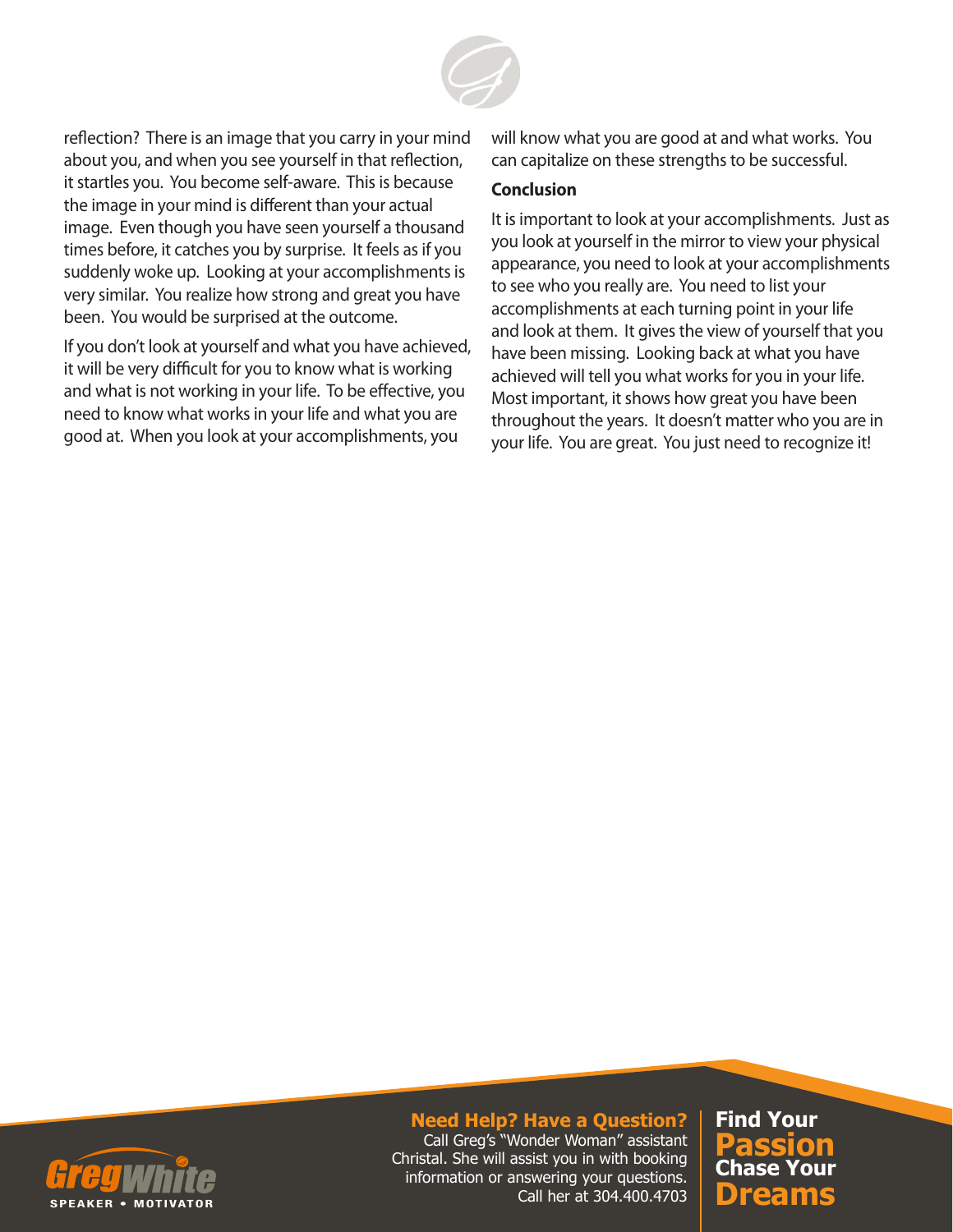reflection? There is an image that you carry in your mind about you, and when you see yourself in that reflection, it startles you. You become self-aware. This is because the image in your mind is different than your actual image. Even though you have seen yourself a thousand times before, it catches you by surprise. It feels as if you suddenly woke up. Looking at your accomplishments is very similar. You realize how strong and great you have been. You would be surprised at the outcome.

If you don't look at yourself and what you have achieved, it will be very difficult for you to know what is working and what is not working in your life. To be effective, you need to know what works in your life and what you are good at. When you look at your accomplishments, you will know what you are good at and what works. You can capitalize on these strengths to be successful.

**Conclusion**

It is important to look at your accomplishments. Just as you look at yourself in the mirror to view your physical appearance, you need to look at your accomplishments to see who you really are. You need to list your accomplishments at each turning point in your life and look at them. It gives the view of yourself that you have been missing. Looking back at what you have achieved will tell you what works for you in your life. Most important, it shows how great you have been throughout the years. It doesn't matter who you are in your life. You are great. You just need to recognize it!

Greg White
SPEAKER • MOTIVATOR

**Need Help? Have a Question?**
Call Greg's "Wonder Woman" assistant Christal. She will assist you in with booking information or answering your questions. Call her at 304.400.4703

**Find Your Passion Chase Your Dreams**